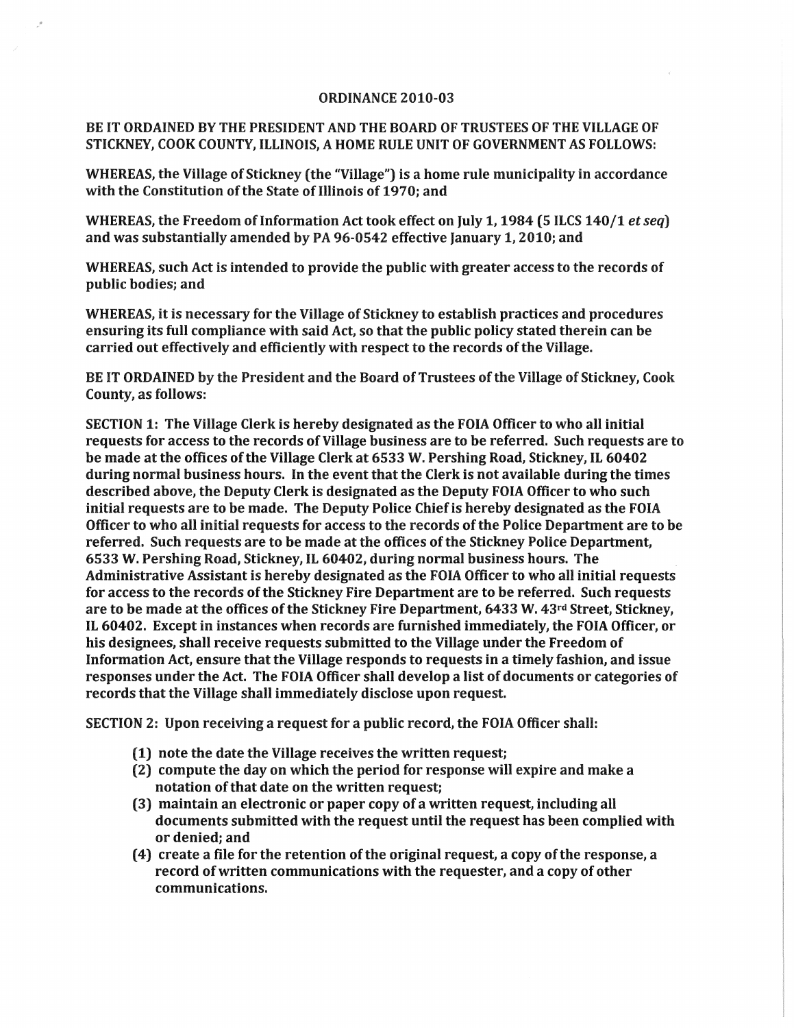# ORDINANCE 2010-03

**BE IT ORDAINED BY THE PRESIDENT AND THE BOARD OF TRUSTEES OF THE VILLAGE OF STICKNEY, COOK COUNTY, ILLINOIS, A HOME RULE UNIT OF GOVERNMENT AS FOLLOWS:**

**WHEREAS, the Village of Stickney (the "Village") is a home rule municipality in accordance with the Constitution of the State of Illinois of 1970; and**

**WHEREAS, the Freedom of Information Act took effect on July 1, 1984 (5 ILCS 140/1 *et seq*) and was substantially amended by PA 96-0542 effective January 1, 2010; and**

**WHEREAS, such Act is intended to provide the public with greater access to the records of public bodies; and**

**WHEREAS, it is necessary for the Village of Stickney to establish practices and procedures ensuring its full compliance with said Act, so that the public policy stated therein can be carried out effectively and efficiently with respect to the records of the Village.**

**BE IT ORDAINED by the President and the Board of Trustees of the Village of Stickney, Cook County, as follows:**

**SECTION 1: The Village Clerk is hereby designated as the FOIA Officer to who all initial requests for access to the records of Village business are to be referred. Such requests are to be made at the offices of the Village Clerk at 6533 W. Pershing Road, Stickney, IL 60402 during normal business hours. In the event that the Clerk is not available during the times described above, the Deputy Clerk is designated as the Deputy FOIA Officer to who such initial requests are to be made. The Deputy Police Chief is hereby designated as the FOIA Officer to who all initial requests for access to the records of the Police Department are to be referred. Such requests are to be made at the offices of the Stickney Police Department, 6533 W. Pershing Road, Stickney, IL 60402, during normal business hours. The Administrative Assistant is hereby designated as the FOIA Officer to who all initial requests for access to the records of the Stickney Fire Department are to be referred. Such requests are to be made at the offices of the Stickney Fire Department, 6433 W. 43rd Street, Stickney, IL 60402. Except in instances when records are furnished immediately, the FOIA Officer, or his designees, shall receive requests submitted to the Village under the Freedom of Information Act, ensure that the Village responds to requests in a timely fashion, and issue responses under the Act. The FOIA Officer shall develop a list of documents or categories of records that the Village shall immediately disclose upon request.**

**SECTION 2: Upon receiving a request for a public record, the FOIA Officer shall:**

**(1) note the date the Village receives the written request;**

**(2) compute the day on which the period for response will expire and make a notation of that date on the written request;**

**(3) maintain an electronic or paper copy of a written request, including all documents submitted with the request until the request has been complied with or denied; and**

**(4) create a file for the retention of the original request, a copy of the response, a record of written communications with the requester, and a copy of other communications.**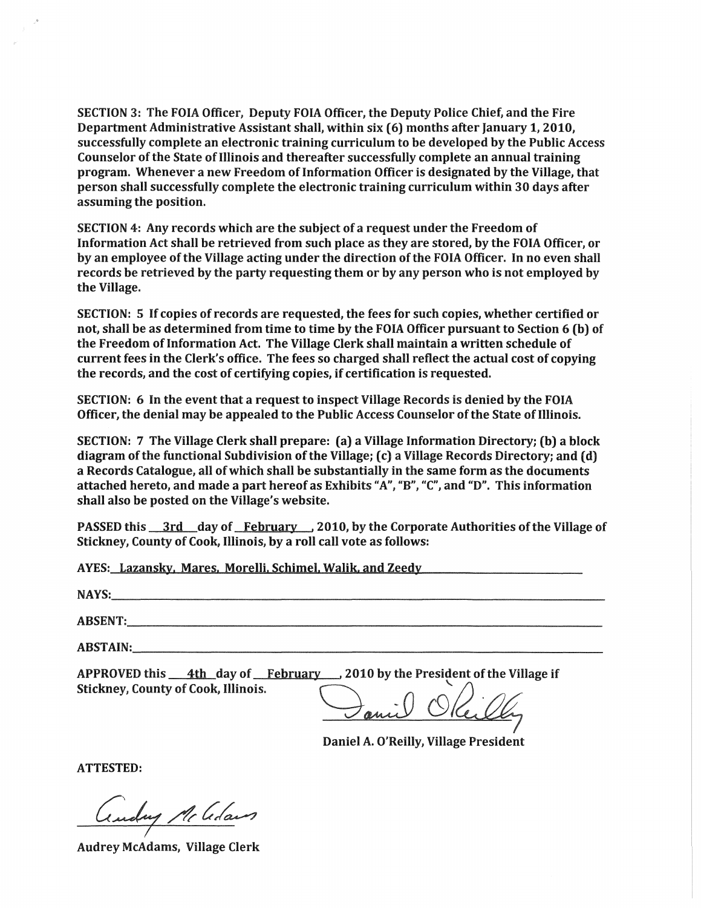**SECTION 3: The FOIA Officer, Deputy FOIA Officer, the Deputy Police Chief, and the Fire Department Administrative Assistant shall, within six (6) months after January 1, 2010, successfully complete an electronic training curriculum to be developed by the Public Access Counselor of the State of Illinois and thereafter successfully complete an annual training program. Whenever a new Freedom of Information Officer is designated by the Village, that person shall successfully complete the electronic training curriculum within 30 days after assuming the position.**

**SECTION 4: Any records which are the subject of a request under the Freedom of Information Act shall be retrieved from such place as they are stored, by the FOIA Officer, or by an employee of the Village acting under the direction of the FOIA Officer. In no even shall records be retrieved by the party requesting them or by any person who is not employed by the Village.**

**SECTION: 5 If copies of records are requested, the fees for such copies, whether certified or not, shall be as determined from time to time by the FOIA Officer pursuant to Section 6 (b) of the Freedom of Information Act. The Village Clerk shall maintain a written schedule of current fees in the Clerk's office. The fees so charged shall reflect the actual cost of copying the records, and the cost of certifying copies, if certification is requested.**

**SECTION: 6 In the event that a request to inspect Village Records is denied by the FOIA Officer, the denial may be appealed to the Public Access Counselor of the State of Illinois.**

**SECTION: 7 The Village Clerk shall prepare: (a) a Village Information Directory; (b) a block diagram of the functional Subdivision of the Village; (c) a Village Records Directory; and (d) a Records Catalogue, all of which shall be substantially in the same form as the documents attached hereto, and made a part hereof as Exhibits "A", "B", "C", and "D". This information shall also be posted on the Village's website.**

**PASSED this 3rd day of February, 2010, by the Corporate Authorities of the Village of Stickney, County of Cook, Illinois, by a roll call vote as follows:**

**AYES: Lazansky, Mares, Morelli, Schimel, Walik, and Zeedy**

**NAYS:**

**ABSENT:**

**ABSTAIN:**

**APPROVED this 4th day of February, 2010 by the President of the Village if Stickney, County of Cook, Illinois.**

Daniel O'Reilly

**Daniel A. O'Reilly, Village President**

**ATTESTED:**

Audrey McAdams

**Audrey McAdams, Village Clerk**